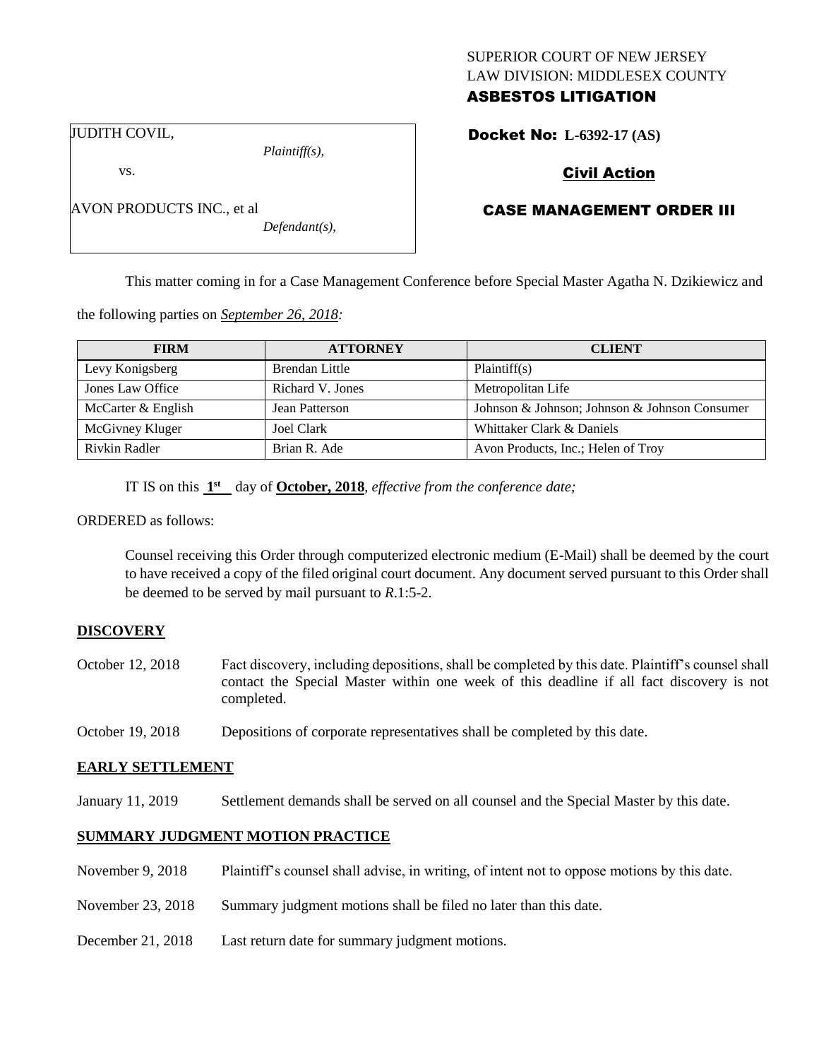SUPERIOR COURT OF NEW JERSEY
LAW DIVISION: MIDDLESEX COUNTY
**ASBESTOS LITIGATION**

JUDITH COVIL,
*Plaintiff(s),*

vs.

AVON PRODUCTS INC., et al
*Defendant(s),*

**Docket No: L-6392-17 (AS)**

**Civil Action**

**CASE MANAGEMENT ORDER III**

This matter coming in for a Case Management Conference before Special Master Agatha N. Dzikiewicz and the following parties on *September 26, 2018:*

| FIRM | ATTORNEY | CLIENT |
|---|---|---|
| Levy Konigsberg | Brendan Little | Plaintiff(s) |
| Jones Law Office | Richard V. Jones | Metropolitan Life |
| McCarter & English | Jean Patterson | Johnson & Johnson; Johnson & Johnson Consumer |
| McGivney Kluger | Joel Clark | Whittaker Clark & Daniels |
| Rivkin Radler | Brian R. Ade | Avon Products, Inc.; Helen of Troy |

IT IS on this **1st** day of **October, 2018**, *effective from the conference date;*

ORDERED as follows:

Counsel receiving this Order through computerized electronic medium (E-Mail) shall be deemed by the court to have received a copy of the filed original court document. Any document served pursuant to this Order shall be deemed to be served by mail pursuant to *R*.1:5-2.

**DISCOVERY**

October 12, 2018 — Fact discovery, including depositions, shall be completed by this date. Plaintiff's counsel shall contact the Special Master within one week of this deadline if all fact discovery is not completed.

October 19, 2018 — Depositions of corporate representatives shall be completed by this date.

**EARLY SETTLEMENT**

January 11, 2019 — Settlement demands shall be served on all counsel and the Special Master by this date.

**SUMMARY JUDGMENT MOTION PRACTICE**

November 9, 2018 — Plaintiff's counsel shall advise, in writing, of intent not to oppose motions by this date.

November 23, 2018 — Summary judgment motions shall be filed no later than this date.

December 21, 2018 — Last return date for summary judgment motions.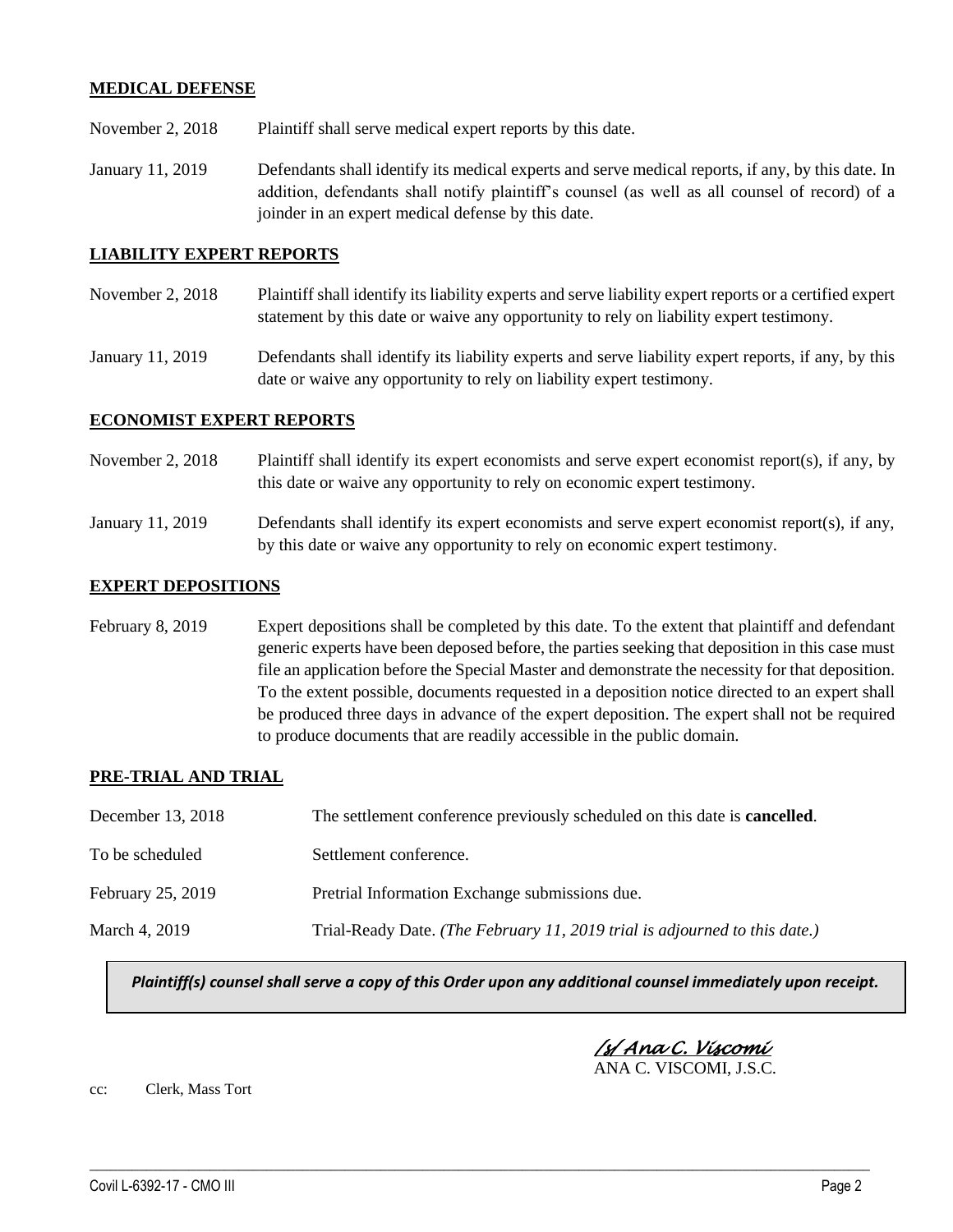**MEDICAL DEFENSE**

| | |
|---|---|
| November 2, 2018 | Plaintiff shall serve medical expert reports by this date. |
| January 11, 2019 | Defendants shall identify its medical experts and serve medical reports, if any, by this date. In addition, defendants shall notify plaintiff's counsel (as well as all counsel of record) of a joinder in an expert medical defense by this date. |

**LIABILITY EXPERT REPORTS**

| | |
|---|---|
| November 2, 2018 | Plaintiff shall identify its liability experts and serve liability expert reports or a certified expert statement by this date or waive any opportunity to rely on liability expert testimony. |
| January 11, 2019 | Defendants shall identify its liability experts and serve liability expert reports, if any, by this date or waive any opportunity to rely on liability expert testimony. |

**ECONOMIST EXPERT REPORTS**

| | |
|---|---|
| November 2, 2018 | Plaintiff shall identify its expert economists and serve expert economist report(s), if any, by this date or waive any opportunity to rely on economic expert testimony. |
| January 11, 2019 | Defendants shall identify its expert economists and serve expert economist report(s), if any, by this date or waive any opportunity to rely on economic expert testimony. |

**EXPERT DEPOSITIONS**

| | |
|---|---|
| February 8, 2019 | Expert depositions shall be completed by this date. To the extent that plaintiff and defendant generic experts have been deposed before, the parties seeking that deposition in this case must file an application before the Special Master and demonstrate the necessity for that deposition. To the extent possible, documents requested in a deposition notice directed to an expert shall be produced three days in advance of the expert deposition. The expert shall not be required to produce documents that are readily accessible in the public domain. |

**PRE-TRIAL AND TRIAL**

| | |
|---|---|
| December 13, 2018 | The settlement conference previously scheduled on this date is **cancelled**. |
| To be scheduled | Settlement conference. |
| February 25, 2019 | Pretrial Information Exchange submissions due. |
| March 4, 2019 | Trial-Ready Date. *(The February 11, 2019 trial is adjourned to this date.)* |

***Plaintiff(s) counsel shall serve a copy of this Order upon any additional counsel immediately upon receipt.***

*/s/ Ana C. Viscomi*
ANA C. VISCOMI, J.S.C.

cc: Clerk, Mass Tort

Covil L-6392-17 - CMO III